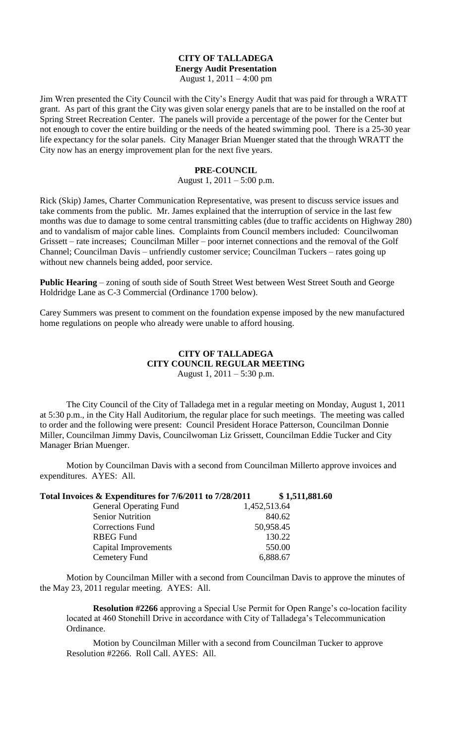# CITY OF TALLADEGA
## Energy Audit Presentation
August 1, 2011 – 4:00 pm

Jim Wren presented the City Council with the City's Energy Audit that was paid for through a WRATT grant. As part of this grant the City was given solar energy panels that are to be installed on the roof at Spring Street Recreation Center. The panels will provide a percentage of the power for the Center but not enough to cover the entire building or the needs of the heated swimming pool. There is a 25-30 year life expectancy for the solar panels. City Manager Brian Muenger stated that the through WRATT the City now has an energy improvement plan for the next five years.

## PRE-COUNCIL
August 1, 2011 – 5:00 p.m.

Rick (Skip) James, Charter Communication Representative, was present to discuss service issues and take comments from the public. Mr. James explained that the interruption of service in the last few months was due to damage to some central transmitting cables (due to traffic accidents on Highway 280) and to vandalism of major cable lines. Complaints from Council members included: Councilwoman Grissett – rate increases; Councilman Miller – poor internet connections and the removal of the Golf Channel; Councilman Davis – unfriendly customer service; Councilman Tuckers – rates going up without new channels being added, poor service.

**Public Hearing** – zoning of south side of South Street West between West Street South and George Holdridge Lane as C-3 Commercial (Ordinance 1700 below).

Carey Summers was present to comment on the foundation expense imposed by the new manufactured home regulations on people who already were unable to afford housing.

# CITY OF TALLADEGA
## CITY COUNCIL REGULAR MEETING
August 1, 2011 – 5:30 p.m.

The City Council of the City of Talladega met in a regular meeting on Monday, August 1, 2011 at 5:30 p.m., in the City Hall Auditorium, the regular place for such meetings. The meeting was called to order and the following were present: Council President Horace Patterson, Councilman Donnie Miller, Councilman Jimmy Davis, Councilwoman Liz Grissett, Councilman Eddie Tucker and City Manager Brian Muenger.

Motion by Councilman Davis with a second from Councilman Millerto approve invoices and expenditures. AYES: All.

| **Total Invoices & Expenditures for 7/6/2011 to 7/28/2011** | | **$ 1,511,881.60** |
|---|---|---|
| General Operating Fund | 1,452,513.64 | |
| Senior Nutrition | 840.62 | |
| Corrections Fund | 50,958.45 | |
| RBEG Fund | 130.22 | |
| Capital Improvements | 550.00 | |
| Cemetery Fund | 6,888.67 | |

Motion by Councilman Miller with a second from Councilman Davis to approve the minutes of the May 23, 2011 regular meeting. AYES: All.

**Resolution #2266** approving a Special Use Permit for Open Range's co-location facility located at 460 Stonehill Drive in accordance with City of Talladega's Telecommunication Ordinance.

Motion by Councilman Miller with a second from Councilman Tucker to approve Resolution #2266. Roll Call. AYES: All.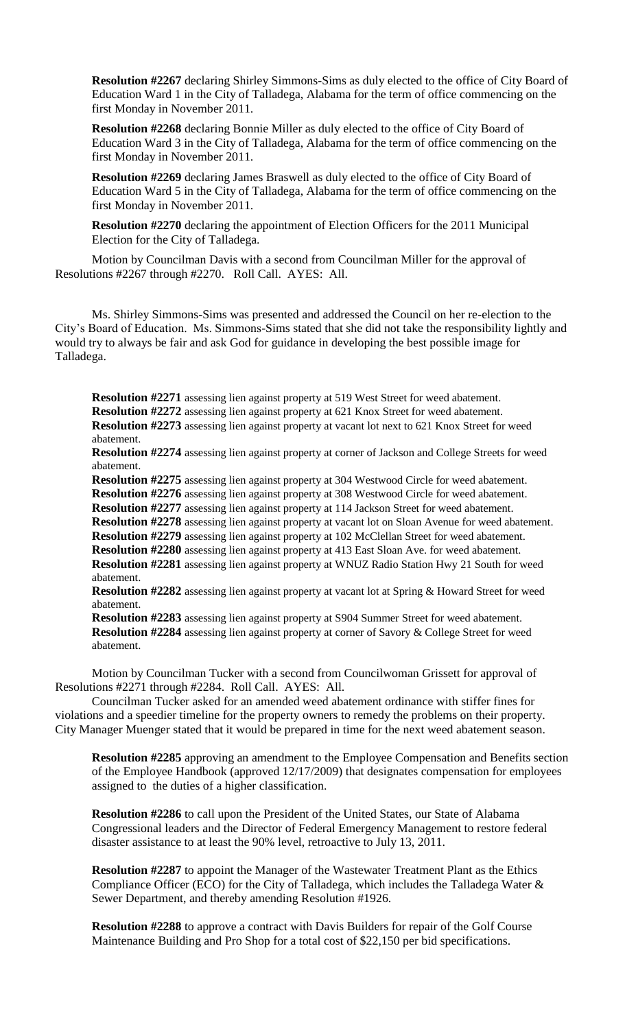**Resolution #2267** declaring Shirley Simmons-Sims as duly elected to the office of City Board of Education Ward 1 in the City of Talladega, Alabama for the term of office commencing on the first Monday in November 2011.

**Resolution #2268** declaring Bonnie Miller as duly elected to the office of City Board of Education Ward 3 in the City of Talladega, Alabama for the term of office commencing on the first Monday in November 2011.

**Resolution #2269** declaring James Braswell as duly elected to the office of City Board of Education Ward 5 in the City of Talladega, Alabama for the term of office commencing on the first Monday in November 2011.

**Resolution #2270** declaring the appointment of Election Officers for the 2011 Municipal Election for the City of Talladega.

Motion by Councilman Davis with a second from Councilman Miller for the approval of Resolutions #2267 through #2270. Roll Call. AYES: All.

Ms. Shirley Simmons-Sims was presented and addressed the Council on her re-election to the City's Board of Education. Ms. Simmons-Sims stated that she did not take the responsibility lightly and would try to always be fair and ask God for guidance in developing the best possible image for Talladega.

**Resolution #2271** assessing lien against property at 519 West Street for weed abatement.
**Resolution #2272** assessing lien against property at 621 Knox Street for weed abatement.
**Resolution #2273** assessing lien against property at vacant lot next to 621 Knox Street for weed abatement.
**Resolution #2274** assessing lien against property at corner of Jackson and College Streets for weed abatement.
**Resolution #2275** assessing lien against property at 304 Westwood Circle for weed abatement.
**Resolution #2276** assessing lien against property at 308 Westwood Circle for weed abatement.
**Resolution #2277** assessing lien against property at 114 Jackson Street for weed abatement.
**Resolution #2278** assessing lien against property at vacant lot on Sloan Avenue for weed abatement.
**Resolution #2279** assessing lien against property at 102 McClellan Street for weed abatement.
**Resolution #2280** assessing lien against property at 413 East Sloan Ave. for weed abatement.
**Resolution #2281** assessing lien against property at WNUZ Radio Station Hwy 21 South for weed abatement.
**Resolution #2282** assessing lien against property at vacant lot at Spring & Howard Street for weed abatement.
**Resolution #2283** assessing lien against property at S904 Summer Street for weed abatement.
**Resolution #2284** assessing lien against property at corner of Savory & College Street for weed abatement.

Motion by Councilman Tucker with a second from Councilwoman Grissett for approval of Resolutions #2271 through #2284. Roll Call. AYES: All.

Councilman Tucker asked for an amended weed abatement ordinance with stiffer fines for violations and a speedier timeline for the property owners to remedy the problems on their property. City Manager Muenger stated that it would be prepared in time for the next weed abatement season.

**Resolution #2285** approving an amendment to the Employee Compensation and Benefits section of the Employee Handbook (approved 12/17/2009) that designates compensation for employees assigned to the duties of a higher classification.

**Resolution #2286** to call upon the President of the United States, our State of Alabama Congressional leaders and the Director of Federal Emergency Management to restore federal disaster assistance to at least the 90% level, retroactive to July 13, 2011.

**Resolution #2287** to appoint the Manager of the Wastewater Treatment Plant as the Ethics Compliance Officer (ECO) for the City of Talladega, which includes the Talladega Water & Sewer Department, and thereby amending Resolution #1926.

**Resolution #2288** to approve a contract with Davis Builders for repair of the Golf Course Maintenance Building and Pro Shop for a total cost of $22,150 per bid specifications.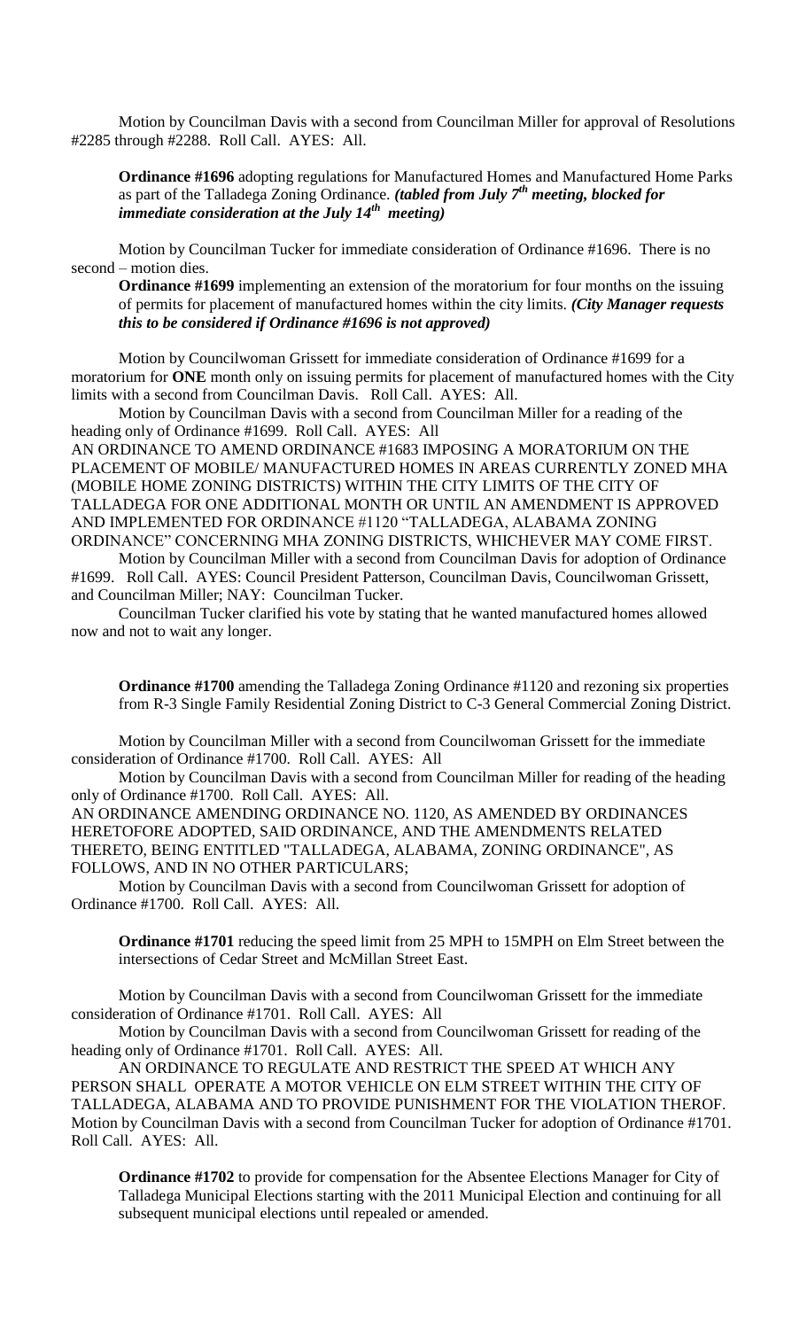Motion by Councilman Davis with a second from Councilman Miller for approval of Resolutions #2285 through #2288. Roll Call. AYES: All.

**Ordinance #1696** adopting regulations for Manufactured Homes and Manufactured Home Parks as part of the Talladega Zoning Ordinance. ***(tabled from July 7th meeting, blocked for immediate consideration at the July 14th meeting)***

Motion by Councilman Tucker for immediate consideration of Ordinance #1696. There is no second – motion dies.

**Ordinance #1699** implementing an extension of the moratorium for four months on the issuing of permits for placement of manufactured homes within the city limits. ***(City Manager requests this to be considered if Ordinance #1696 is not approved)***

Motion by Councilwoman Grissett for immediate consideration of Ordinance #1699 for a moratorium for **ONE** month only on issuing permits for placement of manufactured homes with the City limits with a second from Councilman Davis. Roll Call. AYES: All.

Motion by Councilman Davis with a second from Councilman Miller for a reading of the heading only of Ordinance #1699. Roll Call. AYES: All

AN ORDINANCE TO AMEND ORDINANCE #1683 IMPOSING A MORATORIUM ON THE PLACEMENT OF MOBILE/ MANUFACTURED HOMES IN AREAS CURRENTLY ZONED MHA (MOBILE HOME ZONING DISTRICTS) WITHIN THE CITY LIMITS OF THE CITY OF TALLADEGA FOR ONE ADDITIONAL MONTH OR UNTIL AN AMENDMENT IS APPROVED AND IMPLEMENTED FOR ORDINANCE #1120 "TALLADEGA, ALABAMA ZONING ORDINANCE" CONCERNING MHA ZONING DISTRICTS, WHICHEVER MAY COME FIRST.

Motion by Councilman Miller with a second from Councilman Davis for adoption of Ordinance #1699. Roll Call. AYES: Council President Patterson, Councilman Davis, Councilwoman Grissett, and Councilman Miller; NAY: Councilman Tucker.

Councilman Tucker clarified his vote by stating that he wanted manufactured homes allowed now and not to wait any longer.

**Ordinance #1700** amending the Talladega Zoning Ordinance #1120 and rezoning six properties from R-3 Single Family Residential Zoning District to C-3 General Commercial Zoning District.

Motion by Councilman Miller with a second from Councilwoman Grissett for the immediate consideration of Ordinance #1700. Roll Call. AYES: All

Motion by Councilman Davis with a second from Councilman Miller for reading of the heading only of Ordinance #1700. Roll Call. AYES: All.

AN ORDINANCE AMENDING ORDINANCE NO. 1120, AS AMENDED BY ORDINANCES HERETOFORE ADOPTED, SAID ORDINANCE, AND THE AMENDMENTS RELATED THERETO, BEING ENTITLED "TALLADEGA, ALABAMA, ZONING ORDINANCE", AS FOLLOWS, AND IN NO OTHER PARTICULARS;

Motion by Councilman Davis with a second from Councilwoman Grissett for adoption of Ordinance #1700. Roll Call. AYES: All.

**Ordinance #1701** reducing the speed limit from 25 MPH to 15MPH on Elm Street between the intersections of Cedar Street and McMillan Street East.

Motion by Councilman Davis with a second from Councilwoman Grissett for the immediate consideration of Ordinance #1701. Roll Call. AYES: All

Motion by Councilman Davis with a second from Councilwoman Grissett for reading of the heading only of Ordinance #1701. Roll Call. AYES: All.

AN ORDINANCE TO REGULATE AND RESTRICT THE SPEED AT WHICH ANY PERSON SHALL OPERATE A MOTOR VEHICLE ON ELM STREET WITHIN THE CITY OF TALLADEGA, ALABAMA AND TO PROVIDE PUNISHMENT FOR THE VIOLATION THEROF.

Motion by Councilman Davis with a second from Councilman Tucker for adoption of Ordinance #1701. Roll Call. AYES: All.

**Ordinance #1702** to provide for compensation for the Absentee Elections Manager for City of Talladega Municipal Elections starting with the 2011 Municipal Election and continuing for all subsequent municipal elections until repealed or amended.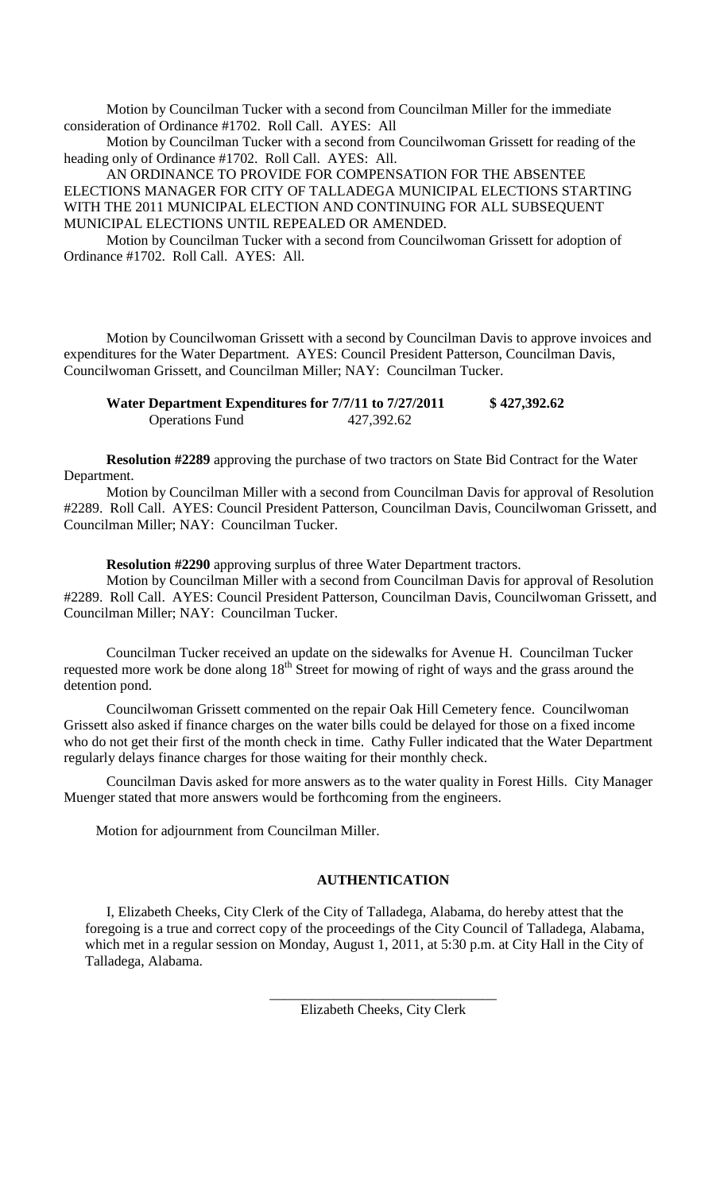Motion by Councilman Tucker with a second from Councilman Miller for the immediate consideration of Ordinance #1702. Roll Call. AYES: All

Motion by Councilman Tucker with a second from Councilwoman Grissett for reading of the heading only of Ordinance #1702. Roll Call. AYES: All.

AN ORDINANCE TO PROVIDE FOR COMPENSATION FOR THE ABSENTEE ELECTIONS MANAGER FOR CITY OF TALLADEGA MUNICIPAL ELECTIONS STARTING WITH THE 2011 MUNICIPAL ELECTION AND CONTINUING FOR ALL SUBSEQUENT MUNICIPAL ELECTIONS UNTIL REPEALED OR AMENDED.

Motion by Councilman Tucker with a second from Councilwoman Grissett for adoption of Ordinance #1702. Roll Call. AYES: All.

Motion by Councilwoman Grissett with a second by Councilman Davis to approve invoices and expenditures for the Water Department. AYES: Council President Patterson, Councilman Davis, Councilwoman Grissett, and Councilman Miller; NAY: Councilman Tucker.

| | | |
|---|---|---|
| **Water Department Expenditures for 7/7/11 to 7/27/2011** | | **$ 427,392.62** |
| Operations Fund | 427,392.62 | |

**Resolution #2289** approving the purchase of two tractors on State Bid Contract for the Water Department.

Motion by Councilman Miller with a second from Councilman Davis for approval of Resolution #2289. Roll Call. AYES: Council President Patterson, Councilman Davis, Councilwoman Grissett, and Councilman Miller; NAY: Councilman Tucker.

**Resolution #2290** approving surplus of three Water Department tractors.

Motion by Councilman Miller with a second from Councilman Davis for approval of Resolution #2289. Roll Call. AYES: Council President Patterson, Councilman Davis, Councilwoman Grissett, and Councilman Miller; NAY: Councilman Tucker.

Councilman Tucker received an update on the sidewalks for Avenue H. Councilman Tucker requested more work be done along 18th Street for mowing of right of ways and the grass around the detention pond.

Councilwoman Grissett commented on the repair Oak Hill Cemetery fence. Councilwoman Grissett also asked if finance charges on the water bills could be delayed for those on a fixed income who do not get their first of the month check in time. Cathy Fuller indicated that the Water Department regularly delays finance charges for those waiting for their monthly check.

Councilman Davis asked for more answers as to the water quality in Forest Hills. City Manager Muenger stated that more answers would be forthcoming from the engineers.

Motion for adjournment from Councilman Miller.

## AUTHENTICATION

I, Elizabeth Cheeks, City Clerk of the City of Talladega, Alabama, do hereby attest that the foregoing is a true and correct copy of the proceedings of the City Council of Talladega, Alabama, which met in a regular session on Monday, August 1, 2011, at 5:30 p.m. at City Hall in the City of Talladega, Alabama.

\_\_\_\_\_\_\_\_\_\_\_\_\_\_\_\_\_\_\_\_\_\_\_\_\_\_\_\_\_\_\_\_

Elizabeth Cheeks, City Clerk